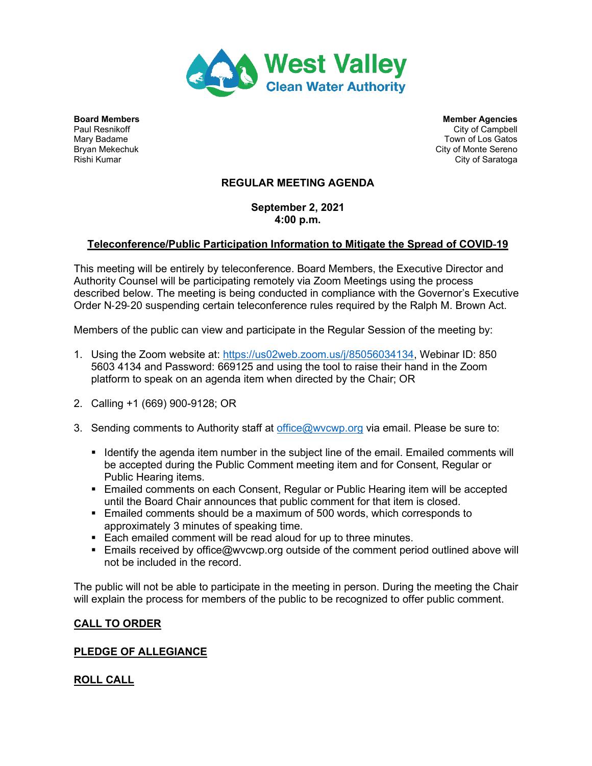# West Valley Clean Water Authority

**Board Members**
Paul Resnikoff
Mary Badame
Bryan Mekechuk
Rishi Kumar

**Member Agencies**
City of Campbell
Town of Los Gatos
City of Monte Sereno
City of Saratoga

## REGULAR MEETING AGENDA

**September 2, 2021**
**4:00 p.m.**

### Teleconference/Public Participation Information to Mitigate the Spread of COVID-19

This meeting will be entirely by teleconference. Board Members, the Executive Director and Authority Counsel will be participating remotely via Zoom Meetings using the process described below. The meeting is being conducted in compliance with the Governor's Executive Order N-29-20 suspending certain teleconference rules required by the Ralph M. Brown Act.

Members of the public can view and participate in the Regular Session of the meeting by:

1. Using the Zoom website at: https://us02web.zoom.us/j/85056034134, Webinar ID: 850 5603 4134 and Password: 669125 and using the tool to raise their hand in the Zoom platform to speak on an agenda item when directed by the Chair; OR

2. Calling +1 (669) 900-9128; OR

3. Sending comments to Authority staff at office@wvcwp.org via email. Please be sure to:

   - Identify the agenda item number in the subject line of the email. Emailed comments will be accepted during the Public Comment meeting item and for Consent, Regular or Public Hearing items.
   - Emailed comments on each Consent, Regular or Public Hearing item will be accepted until the Board Chair announces that public comment for that item is closed.
   - Emailed comments should be a maximum of 500 words, which corresponds to approximately 3 minutes of speaking time.
   - Each emailed comment will be read aloud for up to three minutes.
   - Emails received by office@wvcwp.org outside of the comment period outlined above will not be included in the record.

The public will not be able to participate in the meeting in person. During the meeting the Chair will explain the process for members of the public to be recognized to offer public comment.

### CALL TO ORDER

### PLEDGE OF ALLEGIANCE

### ROLL CALL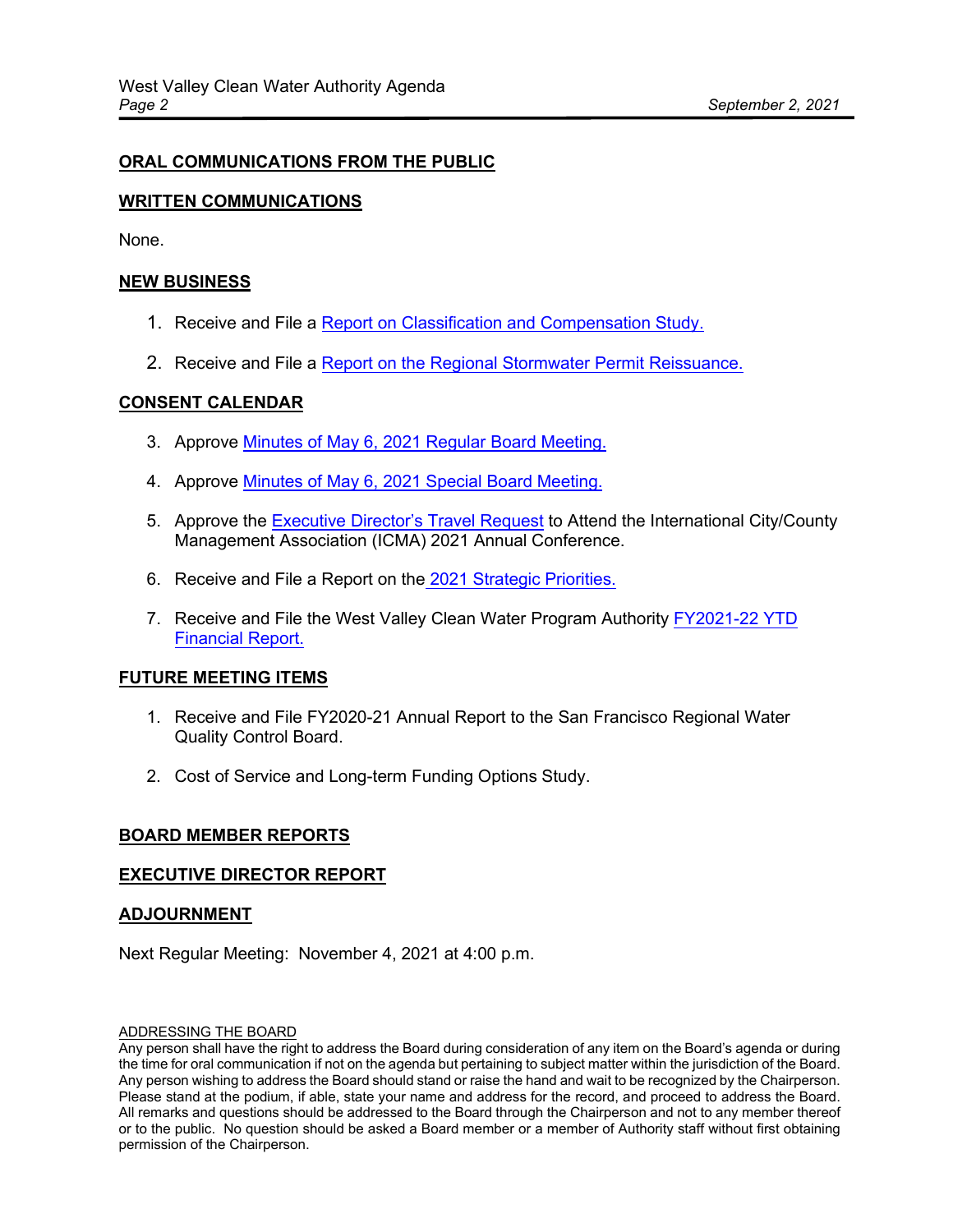## ORAL COMMUNICATIONS FROM THE PUBLIC

## WRITTEN COMMUNICATIONS

None.

## NEW BUSINESS

1. Receive and File a Report on Classification and Compensation Study.

2. Receive and File a Report on the Regional Stormwater Permit Reissuance.

## CONSENT CALENDAR

3. Approve Minutes of May 6, 2021 Regular Board Meeting.

4. Approve Minutes of May 6, 2021 Special Board Meeting.

5. Approve the Executive Director's Travel Request to Attend the International City/County Management Association (ICMA) 2021 Annual Conference.

6. Receive and File a Report on the 2021 Strategic Priorities.

7. Receive and File the West Valley Clean Water Program Authority FY2021-22 YTD Financial Report.

## FUTURE MEETING ITEMS

1. Receive and File FY2020-21 Annual Report to the San Francisco Regional Water Quality Control Board.

2. Cost of Service and Long-term Funding Options Study.

## BOARD MEMBER REPORTS

## EXECUTIVE DIRECTOR REPORT

## ADJOURNMENT

Next Regular Meeting: November 4, 2021 at 4:00 p.m.

ADDRESSING THE BOARD

Any person shall have the right to address the Board during consideration of any item on the Board's agenda or during the time for oral communication if not on the agenda but pertaining to subject matter within the jurisdiction of the Board. Any person wishing to address the Board should stand or raise the hand and wait to be recognized by the Chairperson. Please stand at the podium, if able, state your name and address for the record, and proceed to address the Board. All remarks and questions should be addressed to the Board through the Chairperson and not to any member thereof or to the public. No question should be asked a Board member or a member of Authority staff without first obtaining permission of the Chairperson.